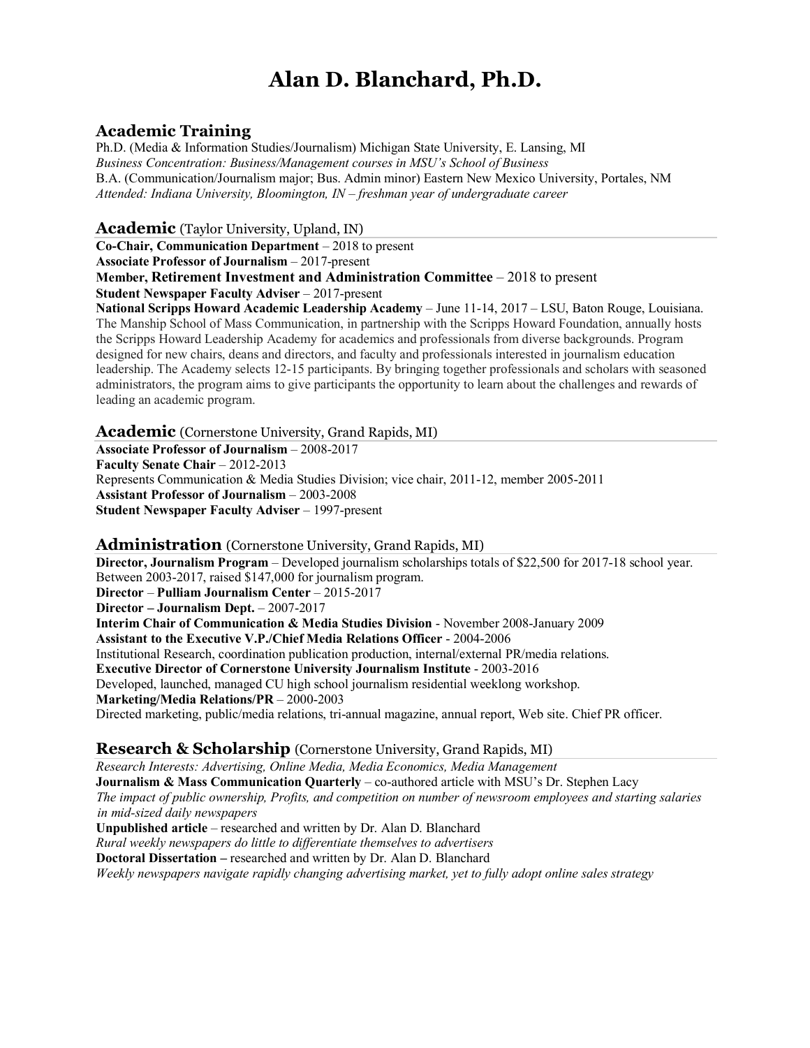# Alan D. Blanchard, Ph.D.

## Academic Training

Ph.D. (Media & Information Studies/Journalism) Michigan State University, E. Lansing, MI
*Business Concentration: Business/Management courses in MSU's School of Business*
B.A. (Communication/Journalism major; Bus. Admin minor) Eastern New Mexico University, Portales, NM
*Attended: Indiana University, Bloomington, IN – freshman year of undergraduate career*

## Academic (Taylor University, Upland, IN)

**Co-Chair, Communication Department** – 2018 to present
**Associate Professor of Journalism** – 2017-present
**Member, Retirement Investment and Administration Committee** – 2018 to present
**Student Newspaper Faculty Adviser** – 2017-present
**National Scripps Howard Academic Leadership Academy** – June 11-14, 2017 – LSU, Baton Rouge, Louisiana. The Manship School of Mass Communication, in partnership with the Scripps Howard Foundation, annually hosts the Scripps Howard Leadership Academy for academics and professionals from diverse backgrounds. Program designed for new chairs, deans and directors, and faculty and professionals interested in journalism education leadership. The Academy selects 12-15 participants. By bringing together professionals and scholars with seasoned administrators, the program aims to give participants the opportunity to learn about the challenges and rewards of leading an academic program.

## Academic (Cornerstone University, Grand Rapids, MI)

**Associate Professor of Journalism** – 2008-2017
**Faculty Senate Chair** – 2012-2013
Represents Communication & Media Studies Division; vice chair, 2011-12, member 2005-2011
**Assistant Professor of Journalism** – 2003-2008
**Student Newspaper Faculty Adviser** – 1997-present

## Administration (Cornerstone University, Grand Rapids, MI)

**Director, Journalism Program** – Developed journalism scholarships totals of $22,500 for 2017-18 school year. Between 2003-2017, raised $147,000 for journalism program.
**Director** – **Pulliam Journalism Center** – 2015-2017
**Director – Journalism Dept.** – 2007-2017
**Interim Chair of Communication & Media Studies Division** - November 2008-January 2009
**Assistant to the Executive V.P./Chief Media Relations Officer** - 2004-2006
Institutional Research, coordination publication production, internal/external PR/media relations.
**Executive Director of Cornerstone University Journalism Institute** - 2003-2016
Developed, launched, managed CU high school journalism residential weeklong workshop.
**Marketing/Media Relations/PR** – 2000-2003
Directed marketing, public/media relations, tri-annual magazine, annual report, Web site. Chief PR officer.

## Research & Scholarship (Cornerstone University, Grand Rapids, MI)

*Research Interests: Advertising, Online Media, Media Economics, Media Management*
**Journalism & Mass Communication Quarterly** – co-authored article with MSU's Dr. Stephen Lacy
*The impact of public ownership, Profits, and competition on number of newsroom employees and starting salaries in mid-sized daily newspapers*
**Unpublished article** – researched and written by Dr. Alan D. Blanchard
*Rural weekly newspapers do little to differentiate themselves to advertisers*
**Doctoral Dissertation –** researched and written by Dr. Alan D. Blanchard
*Weekly newspapers navigate rapidly changing advertising market, yet to fully adopt online sales strategy*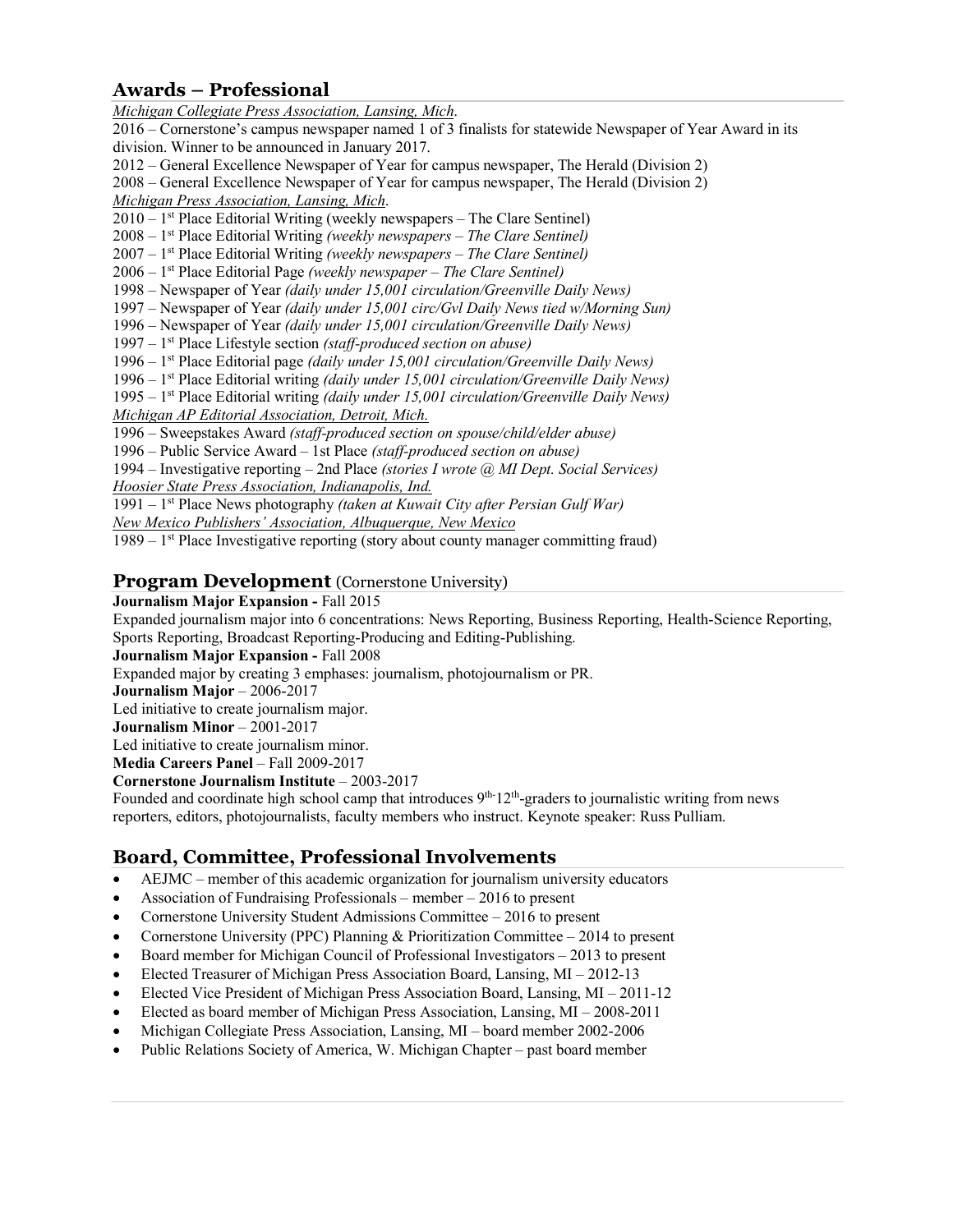## Awards – Professional

*Michigan Collegiate Press Association, Lansing, Mich.*

2016 – Cornerstone's campus newspaper named 1 of 3 finalists for statewide Newspaper of Year Award in its division. Winner to be announced in January 2017.
2012 – General Excellence Newspaper of Year for campus newspaper, The Herald (Division 2)
2008 – General Excellence Newspaper of Year for campus newspaper, The Herald (Division 2)

*Michigan Press Association, Lansing, Mich.*

2010 – 1st Place Editorial Writing (weekly newspapers – The Clare Sentinel)
2008 – 1st Place Editorial Writing *(weekly newspapers – The Clare Sentinel)*
2007 – 1st Place Editorial Writing *(weekly newspapers – The Clare Sentinel)*
2006 – 1st Place Editorial Page *(weekly newspaper – The Clare Sentinel)*
1998 – Newspaper of Year *(daily under 15,001 circulation/Greenville Daily News)*
1997 – Newspaper of Year *(daily under 15,001 circ/Gvl Daily News tied w/Morning Sun)*
1996 – Newspaper of Year *(daily under 15,001 circulation/Greenville Daily News)*
1997 – 1st Place Lifestyle section *(staff-produced section on abuse)*
1996 – 1st Place Editorial page *(daily under 15,001 circulation/Greenville Daily News)*
1996 – 1st Place Editorial writing *(daily under 15,001 circulation/Greenville Daily News)*
1995 – 1st Place Editorial writing *(daily under 15,001 circulation/Greenville Daily News)*

*Michigan AP Editorial Association, Detroit, Mich.*

1996 – Sweepstakes Award *(staff-produced section on spouse/child/elder abuse)*
1996 – Public Service Award – 1st Place *(staff-produced section on abuse)*
1994 – Investigative reporting – 2nd Place *(stories I wrote @ MI Dept. Social Services)*

*Hoosier State Press Association, Indianapolis, Ind.*

1991 – 1st Place News photography *(taken at Kuwait City after Persian Gulf War)*

*New Mexico Publishers' Association, Albuquerque, New Mexico*

1989 – 1st Place Investigative reporting (story about county manager committing fraud)

## Program Development (Cornerstone University)

**Journalism Major Expansion -** Fall 2015
Expanded journalism major into 6 concentrations: News Reporting, Business Reporting, Health-Science Reporting, Sports Reporting, Broadcast Reporting-Producing and Editing-Publishing.

**Journalism Major Expansion -** Fall 2008
Expanded major by creating 3 emphases: journalism, photojournalism or PR.

**Journalism Major** – 2006-2017
Led initiative to create journalism major.

**Journalism Minor** – 2001-2017
Led initiative to create journalism minor.

**Media Careers Panel** – Fall 2009-2017

**Cornerstone Journalism Institute** – 2003-2017
Founded and coordinate high school camp that introduces 9th-12th-graders to journalistic writing from news reporters, editors, photojournalists, faculty members who instruct. Keynote speaker: Russ Pulliam.

## Board, Committee, Professional Involvements

- AEJMC – member of this academic organization for journalism university educators
- Association of Fundraising Professionals – member – 2016 to present
- Cornerstone University Student Admissions Committee – 2016 to present
- Cornerstone University (PPC) Planning & Prioritization Committee – 2014 to present
- Board member for Michigan Council of Professional Investigators – 2013 to present
- Elected Treasurer of Michigan Press Association Board, Lansing, MI – 2012-13
- Elected Vice President of Michigan Press Association Board, Lansing, MI – 2011-12
- Elected as board member of Michigan Press Association, Lansing, MI – 2008-2011
- Michigan Collegiate Press Association, Lansing, MI – board member 2002-2006
- Public Relations Society of America, W. Michigan Chapter – past board member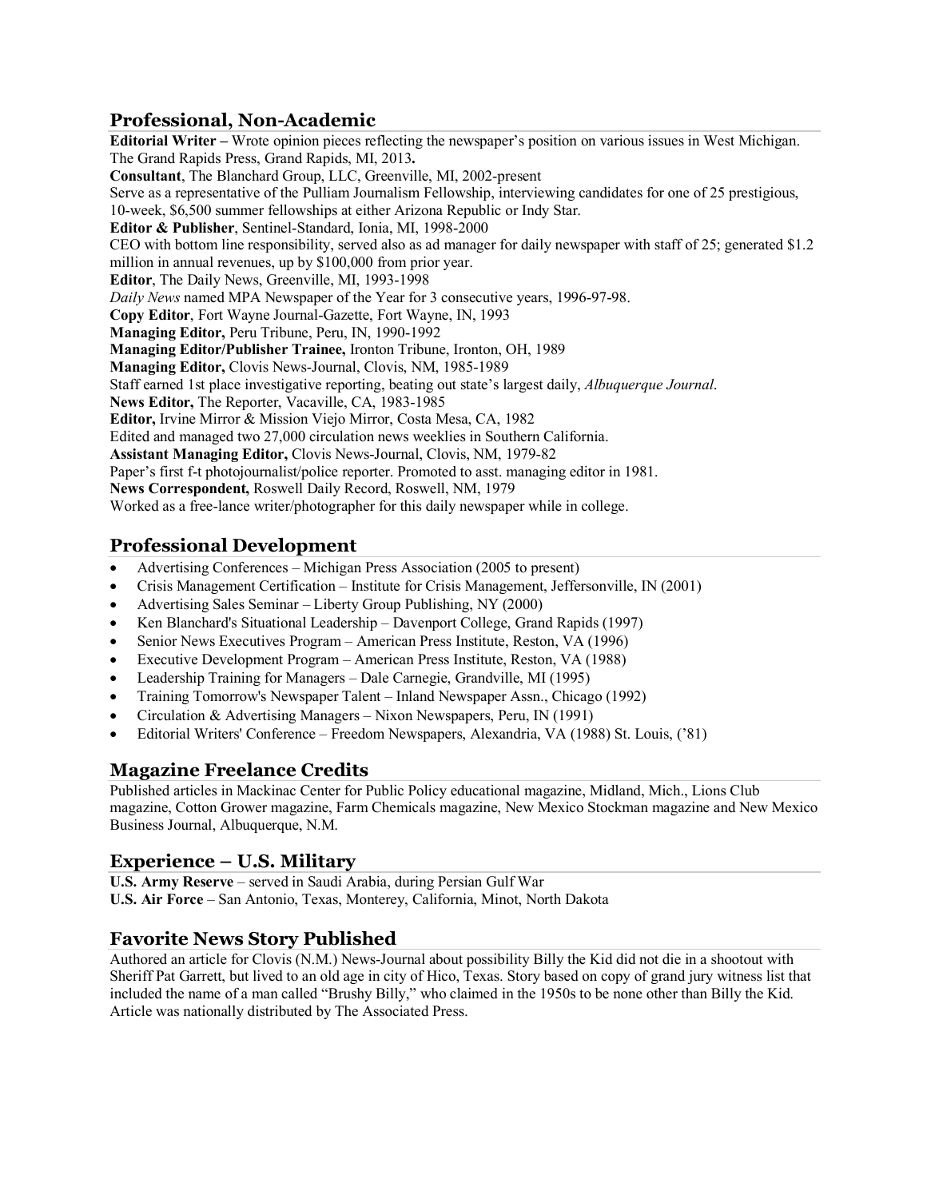## Professional, Non-Academic

**Editorial Writer –** Wrote opinion pieces reflecting the newspaper's position on various issues in West Michigan. The Grand Rapids Press, Grand Rapids, MI, 2013**.**

**Consultant**, The Blanchard Group, LLC, Greenville, MI, 2002-present

Serve as a representative of the Pulliam Journalism Fellowship, interviewing candidates for one of 25 prestigious, 10-week, $6,500 summer fellowships at either Arizona Republic or Indy Star.

**Editor & Publisher**, Sentinel-Standard, Ionia, MI, 1998-2000

CEO with bottom line responsibility, served also as ad manager for daily newspaper with staff of 25; generated $1.2 million in annual revenues, up by $100,000 from prior year.

**Editor**, The Daily News, Greenville, MI, 1993-1998

*Daily News* named MPA Newspaper of the Year for 3 consecutive years, 1996-97-98.

**Copy Editor**, Fort Wayne Journal-Gazette, Fort Wayne, IN, 1993

**Managing Editor,** Peru Tribune, Peru, IN, 1990-1992

**Managing Editor/Publisher Trainee,** Ironton Tribune, Ironton, OH, 1989

**Managing Editor,** Clovis News-Journal, Clovis, NM, 1985-1989

Staff earned 1st place investigative reporting, beating out state's largest daily, *Albuquerque Journal*.

**News Editor,** The Reporter, Vacaville, CA, 1983-1985

**Editor,** Irvine Mirror & Mission Viejo Mirror, Costa Mesa, CA, 1982

Edited and managed two 27,000 circulation news weeklies in Southern California.

**Assistant Managing Editor,** Clovis News-Journal, Clovis, NM, 1979-82

Paper's first f-t photojournalist/police reporter. Promoted to asst. managing editor in 1981.

**News Correspondent,** Roswell Daily Record, Roswell, NM, 1979

Worked as a free-lance writer/photographer for this daily newspaper while in college.

## Professional Development

- Advertising Conferences – Michigan Press Association (2005 to present)
- Crisis Management Certification – Institute for Crisis Management, Jeffersonville, IN (2001)
- Advertising Sales Seminar – Liberty Group Publishing, NY (2000)
- Ken Blanchard's Situational Leadership – Davenport College, Grand Rapids (1997)
- Senior News Executives Program – American Press Institute, Reston, VA (1996)
- Executive Development Program – American Press Institute, Reston, VA (1988)
- Leadership Training for Managers – Dale Carnegie, Grandville, MI (1995)
- Training Tomorrow's Newspaper Talent – Inland Newspaper Assn., Chicago (1992)
- Circulation & Advertising Managers – Nixon Newspapers, Peru, IN (1991)
- Editorial Writers' Conference – Freedom Newspapers, Alexandria, VA (1988) St. Louis, ('81)

## Magazine Freelance Credits

Published articles in Mackinac Center for Public Policy educational magazine, Midland, Mich., Lions Club magazine, Cotton Grower magazine, Farm Chemicals magazine, New Mexico Stockman magazine and New Mexico Business Journal, Albuquerque, N.M.

## Experience – U.S. Military

**U.S. Army Reserve** – served in Saudi Arabia, during Persian Gulf War

**U.S. Air Force** – San Antonio, Texas, Monterey, California, Minot, North Dakota

## Favorite News Story Published

Authored an article for Clovis (N.M.) News-Journal about possibility Billy the Kid did not die in a shootout with Sheriff Pat Garrett, but lived to an old age in city of Hico, Texas. Story based on copy of grand jury witness list that included the name of a man called "Brushy Billy," who claimed in the 1950s to be none other than Billy the Kid. Article was nationally distributed by The Associated Press.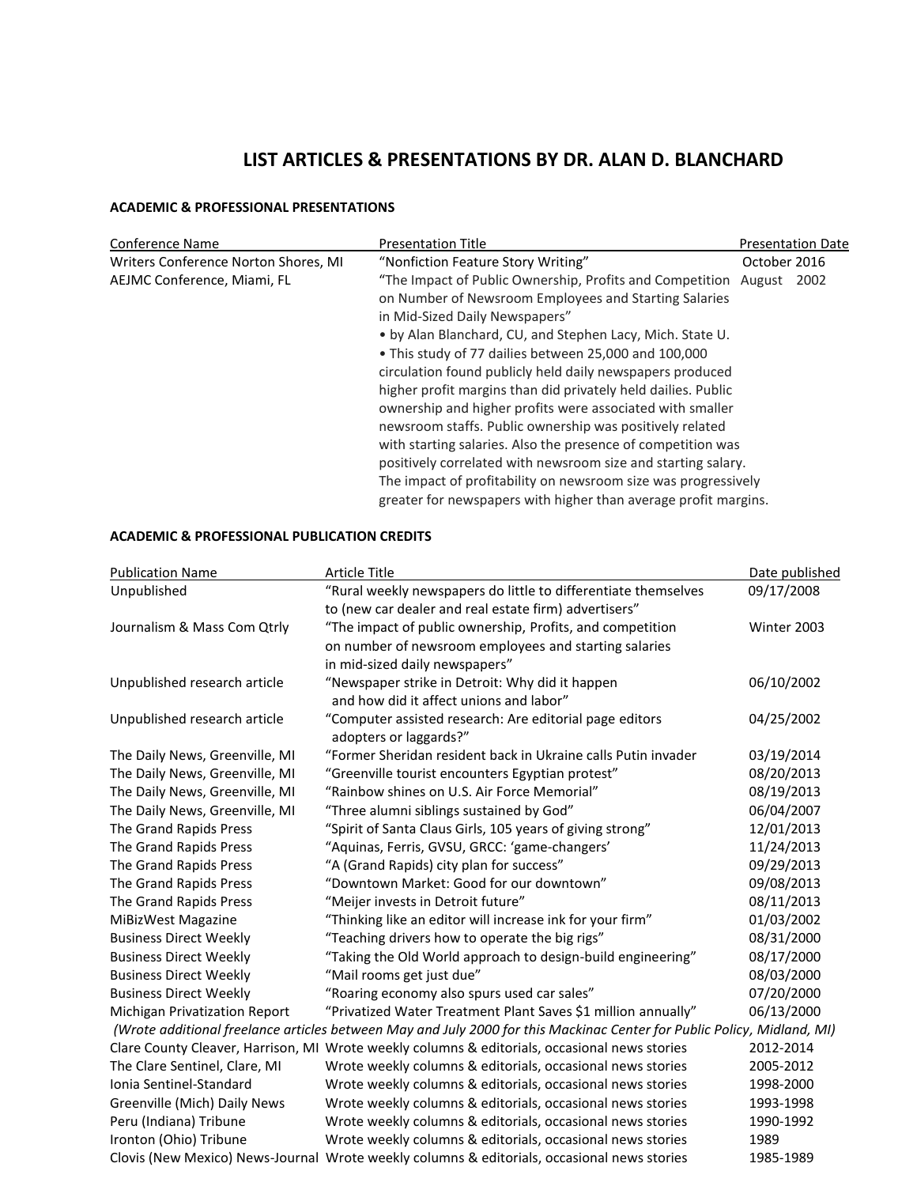# LIST ARTICLES & PRESENTATIONS BY DR. ALAN D. BLANCHARD

### ACADEMIC & PROFESSIONAL PRESENTATIONS

| Conference Name | Presentation Title | Presentation Date |
|---|---|---|
| Writers Conference Norton Shores, MI | "Nonfiction Feature Story Writing" | October 2016 |
| AEJMC Conference, Miami, FL | "The Impact of Public Ownership, Profits and Competition on Number of Newsroom Employees and Starting Salaries in Mid-Sized Daily Newspapers"<br>• by Alan Blanchard, CU, and Stephen Lacy, Mich. State U.<br>• This study of 77 dailies between 25,000 and 100,000 circulation found publicly held daily newspapers produced higher profit margins than did privately held dailies. Public ownership and higher profits were associated with smaller newsroom staffs. Public ownership was positively related with starting salaries. Also the presence of competition was positively correlated with newsroom size and starting salary. The impact of profitability on newsroom size was progressively greater for newspapers with higher than average profit margins. | August 2002 |

### ACADEMIC & PROFESSIONAL PUBLICATION CREDITS

| Publication Name | Article Title | Date published |
|---|---|---|
| Unpublished | "Rural weekly newspapers do little to differentiate themselves to (new car dealer and real estate firm) advertisers" | 09/17/2008 |
| Journalism & Mass Com Qtrly | "The impact of public ownership, Profits, and competition on number of newsroom employees and starting salaries in mid-sized daily newspapers" | Winter 2003 |
| Unpublished research article | "Newspaper strike in Detroit: Why did it happen and how did it affect unions and labor" | 06/10/2002 |
| Unpublished research article | "Computer assisted research: Are editorial page editors adopters or laggards?" | 04/25/2002 |
| The Daily News, Greenville, MI | "Former Sheridan resident back in Ukraine calls Putin invader | 03/19/2014 |
| The Daily News, Greenville, MI | "Greenville tourist encounters Egyptian protest" | 08/20/2013 |
| The Daily News, Greenville, MI | "Rainbow shines on U.S. Air Force Memorial" | 08/19/2013 |
| The Daily News, Greenville, MI | "Three alumni siblings sustained by God" | 06/04/2007 |
| The Grand Rapids Press | "Spirit of Santa Claus Girls, 105 years of giving strong" | 12/01/2013 |
| The Grand Rapids Press | "Aquinas, Ferris, GVSU, GRCC: 'game-changers' | 11/24/2013 |
| The Grand Rapids Press | "A (Grand Rapids) city plan for success" | 09/29/2013 |
| The Grand Rapids Press | "Downtown Market: Good for our downtown" | 09/08/2013 |
| The Grand Rapids Press | "Meijer invests in Detroit future" | 08/11/2013 |
| MiBizWest Magazine | "Thinking like an editor will increase ink for your firm" | 01/03/2002 |
| Business Direct Weekly | "Teaching drivers how to operate the big rigs" | 08/31/2000 |
| Business Direct Weekly | "Taking the Old World approach to design-build engineering" | 08/17/2000 |
| Business Direct Weekly | "Mail rooms get just due" | 08/03/2000 |
| Business Direct Weekly | "Roaring economy also spurs used car sales" | 07/20/2000 |
| Michigan Privatization Report | "Privatized Water Treatment Plant Saves $1 million annually" | 06/13/2000 |
| *(Wrote additional freelance articles between May and July 2000 for this Mackinac Center for Public Policy, Midland, MI)* | | |
| Clare County Cleaver, Harrison, MI | Wrote weekly columns & editorials, occasional news stories | 2012-2014 |
| The Clare Sentinel, Clare, MI | Wrote weekly columns & editorials, occasional news stories | 2005-2012 |
| Ionia Sentinel-Standard | Wrote weekly columns & editorials, occasional news stories | 1998-2000 |
| Greenville (Mich) Daily News | Wrote weekly columns & editorials, occasional news stories | 1993-1998 |
| Peru (Indiana) Tribune | Wrote weekly columns & editorials, occasional news stories | 1990-1992 |
| Ironton (Ohio) Tribune | Wrote weekly columns & editorials, occasional news stories | 1989 |
| Clovis (New Mexico) News-Journal | Wrote weekly columns & editorials, occasional news stories | 1985-1989 |